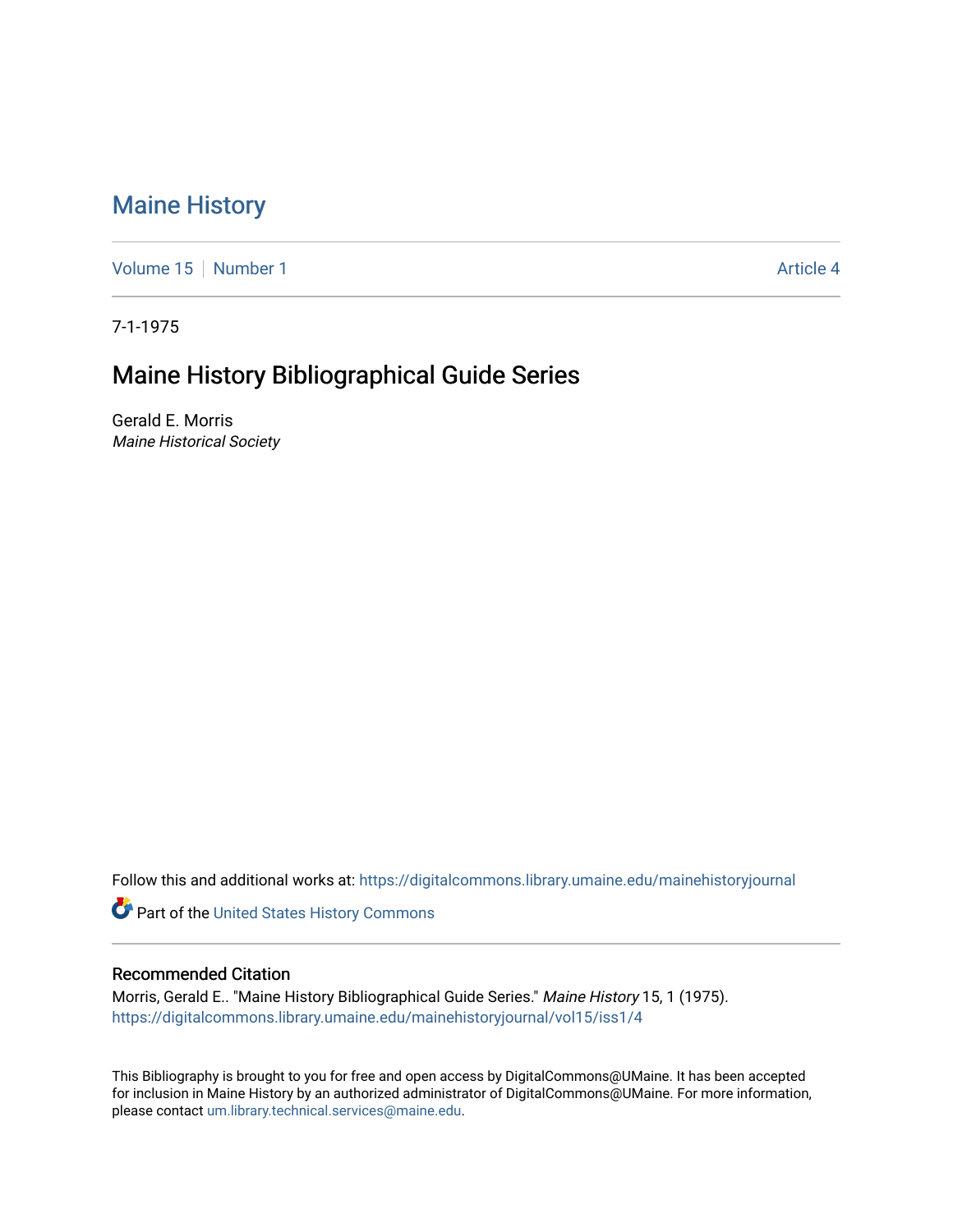# Maine History

Volume 15 | Number 1 | Article 4

7-1-1975

## Maine History Bibliographical Guide Series

Gerald E. Morris
*Maine Historical Society*

Follow this and additional works at: https://digitalcommons.library.umaine.edu/mainehistoryjournal

Part of the United States History Commons

### Recommended Citation

Morris, Gerald E.. "Maine History Bibliographical Guide Series." *Maine History* 15, 1 (1975).
https://digitalcommons.library.umaine.edu/mainehistoryjournal/vol15/iss1/4

This Bibliography is brought to you for free and open access by DigitalCommons@UMaine. It has been accepted for inclusion in Maine History by an authorized administrator of DigitalCommons@UMaine. For more information, please contact um.library.technical.services@maine.edu.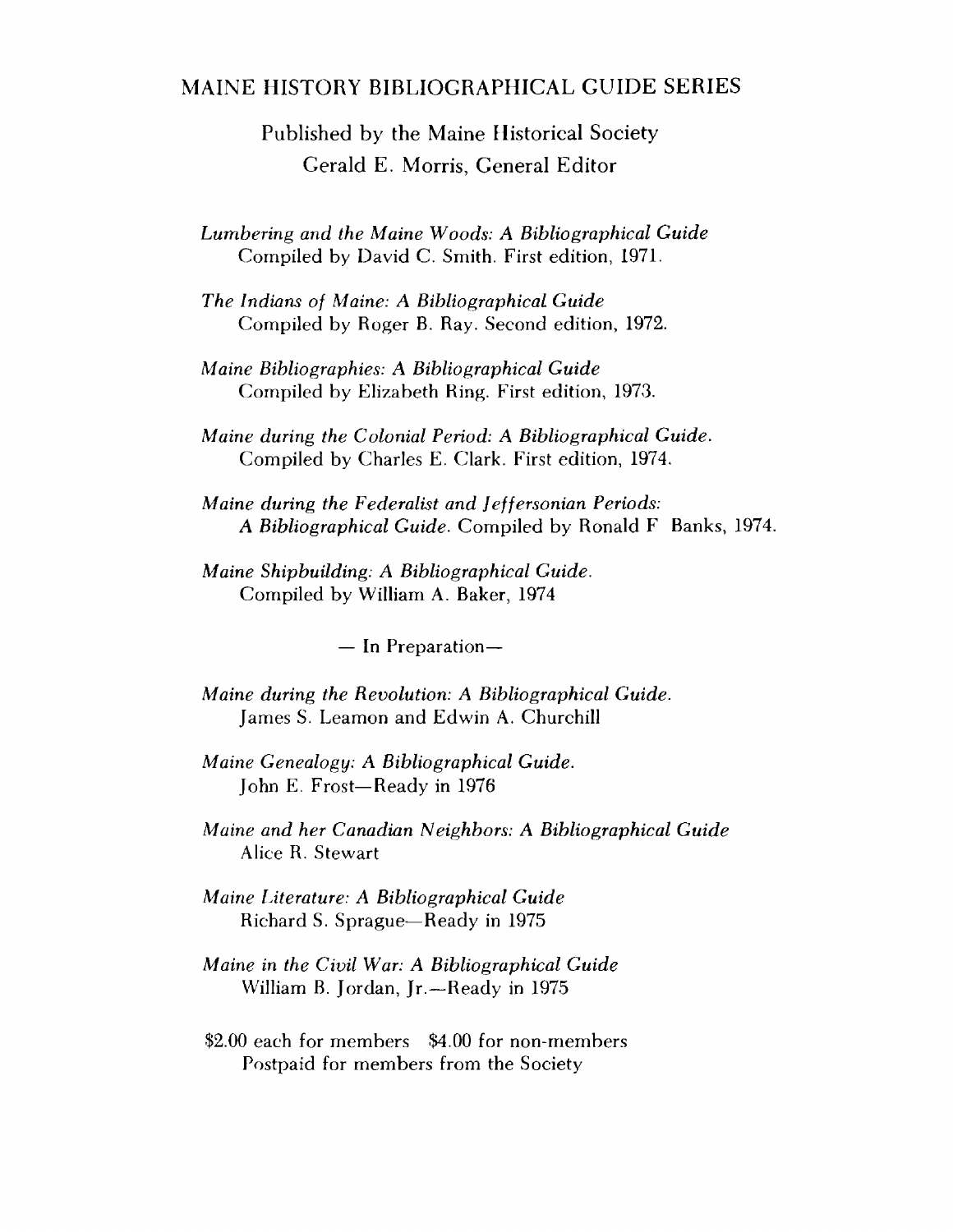## MAINE HISTORY BIBLIOGRAPHICAL GUIDE SERIES

Published by the Maine Historical Society
Gerald E. Morris, General Editor

*Lumbering and the Maine Woods: A Bibliographical Guide*
Compiled by David C. Smith. First edition, 1971.

*The Indians of Maine: A Bibliographical Guide*
Compiled by Roger B. Ray. Second edition, 1972.

*Maine Bibliographies: A Bibliographical Guide*
Compiled by Elizabeth Ring. First edition, 1973.

*Maine during the Colonial Period: A Bibliographical Guide.*
Compiled by Charles E. Clark. First edition, 1974.

*Maine during the Federalist and Jeffersonian Periods: A Bibliographical Guide.* Compiled by Ronald F Banks, 1974.

*Maine Shipbuilding: A Bibliographical Guide.*
Compiled by William A. Baker, 1974

— In Preparation—

*Maine during the Revolution: A Bibliographical Guide.*
James S. Leamon and Edwin A. Churchill

*Maine Genealogy: A Bibliographical Guide.*
John E. Frost—Ready in 1976

*Maine and her Canadian Neighbors: A Bibliographical Guide*
Alice R. Stewart

*Maine Literature: A Bibliographical Guide*
Richard S. Sprague—Ready in 1975

*Maine in the Civil War: A Bibliographical Guide*
William B. Jordan, Jr.—Ready in 1975

$2.00 each for members $4.00 for non-members
Postpaid for members from the Society